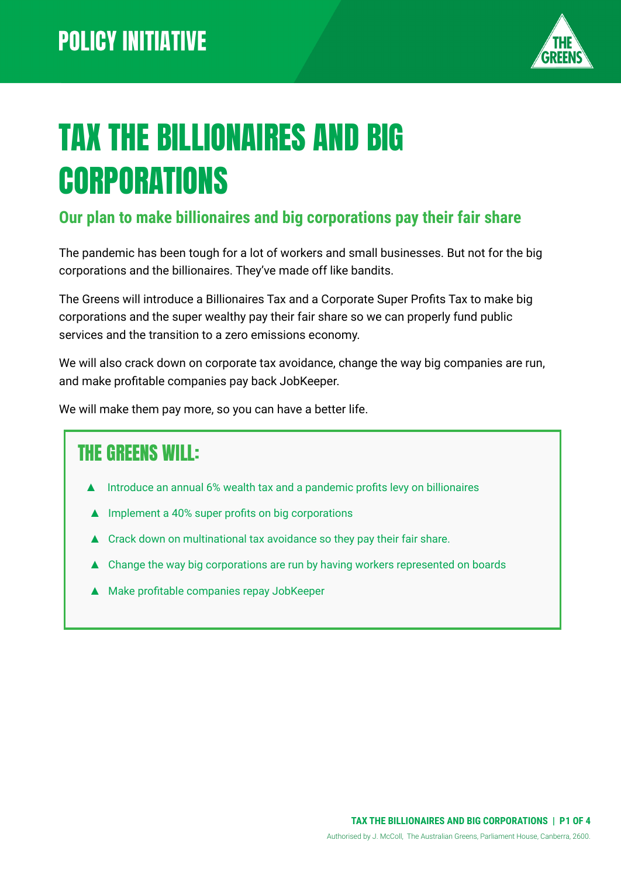POLICY INITIATIVE

# TAX THE BILLIONAIRES AND BIG CORPORATIONS

## Our plan to make billionaires and big corporations pay their fair share

The pandemic has been tough for a lot of workers and small businesses. But not for the big corporations and the billionaires. They've made off like bandits.

The Greens will introduce a Billionaires Tax and a Corporate Super Profits Tax to make big corporations and the super wealthy pay their fair share so we can properly fund public services and the transition to a zero emissions economy.

We will also crack down on corporate tax avoidance, change the way big companies are run, and make profitable companies pay back JobKeeper.

We will make them pay more, so you can have a better life.

### THE GREENS WILL:

- Introduce an annual 6% wealth tax and a pandemic profits levy on billionaires
- Implement a 40% super profits on big corporations
- Crack down on multinational tax avoidance so they pay their fair share.
- Change the way big corporations are run by having workers represented on boards
- Make profitable companies repay JobKeeper

Authorised by J. McColl, The Australian Greens, Parliament House, Canberra, 2600.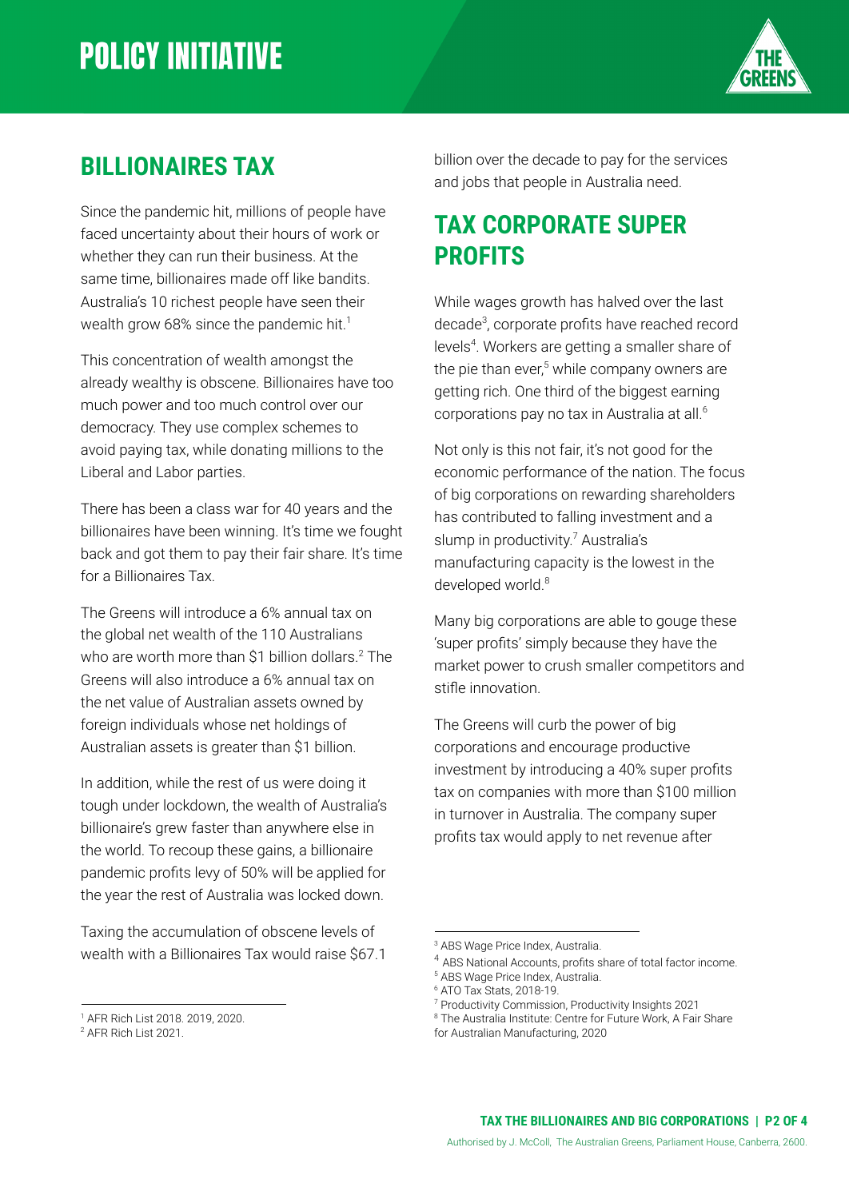# POLICY INITIATIVE

## BILLIONAIRES TAX

Since the pandemic hit, millions of people have faced uncertainty about their hours of work or whether they can run their business. At the same time, billionaires made off like bandits. Australia's 10 richest people have seen their wealth grow 68% since the pandemic hit.[1]

This concentration of wealth amongst the already wealthy is obscene. Billionaires have too much power and too much control over our democracy. They use complex schemes to avoid paying tax, while donating millions to the Liberal and Labor parties.

There has been a class war for 40 years and the billionaires have been winning. It's time we fought back and got them to pay their fair share. It's time for a Billionaires Tax.

The Greens will introduce a 6% annual tax on the global net wealth of the 110 Australians who are worth more than $1 billion dollars.[2] The Greens will also introduce a 6% annual tax on the net value of Australian assets owned by foreign individuals whose net holdings of Australian assets is greater than $1 billion.

In addition, while the rest of us were doing it tough under lockdown, the wealth of Australia's billionaire's grew faster than anywhere else in the world. To recoup these gains, a billionaire pandemic profits levy of 50% will be applied for the year the rest of Australia was locked down.

Taxing the accumulation of obscene levels of wealth with a Billionaires Tax would raise $67.1 billion over the decade to pay for the services and jobs that people in Australia need.

[1] AFR Rich List 2018. 2019, 2020.

[2] AFR Rich List 2021.

## TAX CORPORATE SUPER PROFITS

While wages growth has halved over the last decade[3], corporate profits have reached record levels[4]. Workers are getting a smaller share of the pie than ever,[5] while company owners are getting rich. One third of the biggest earning corporations pay no tax in Australia at all.[6]

Not only is this not fair, it's not good for the economic performance of the nation. The focus of big corporations on rewarding shareholders has contributed to falling investment and a slump in productivity.[7] Australia's manufacturing capacity is the lowest in the developed world.[8]

Many big corporations are able to gouge these 'super profits' simply because they have the market power to crush smaller competitors and stifle innovation.

The Greens will curb the power of big corporations and encourage productive investment by introducing a 40% super profits tax on companies with more than $100 million in turnover in Australia. The company super profits tax would apply to net revenue after

[3] ABS Wage Price Index, Australia.

[4] ABS National Accounts, profits share of total factor income.

[5] ABS Wage Price Index, Australia.

[6] ATO Tax Stats, 2018-19.

[7] Productivity Commission, Productivity Insights 2021

[8] The Australia Institute: Centre for Future Work, A Fair Share for Australian Manufacturing, 2020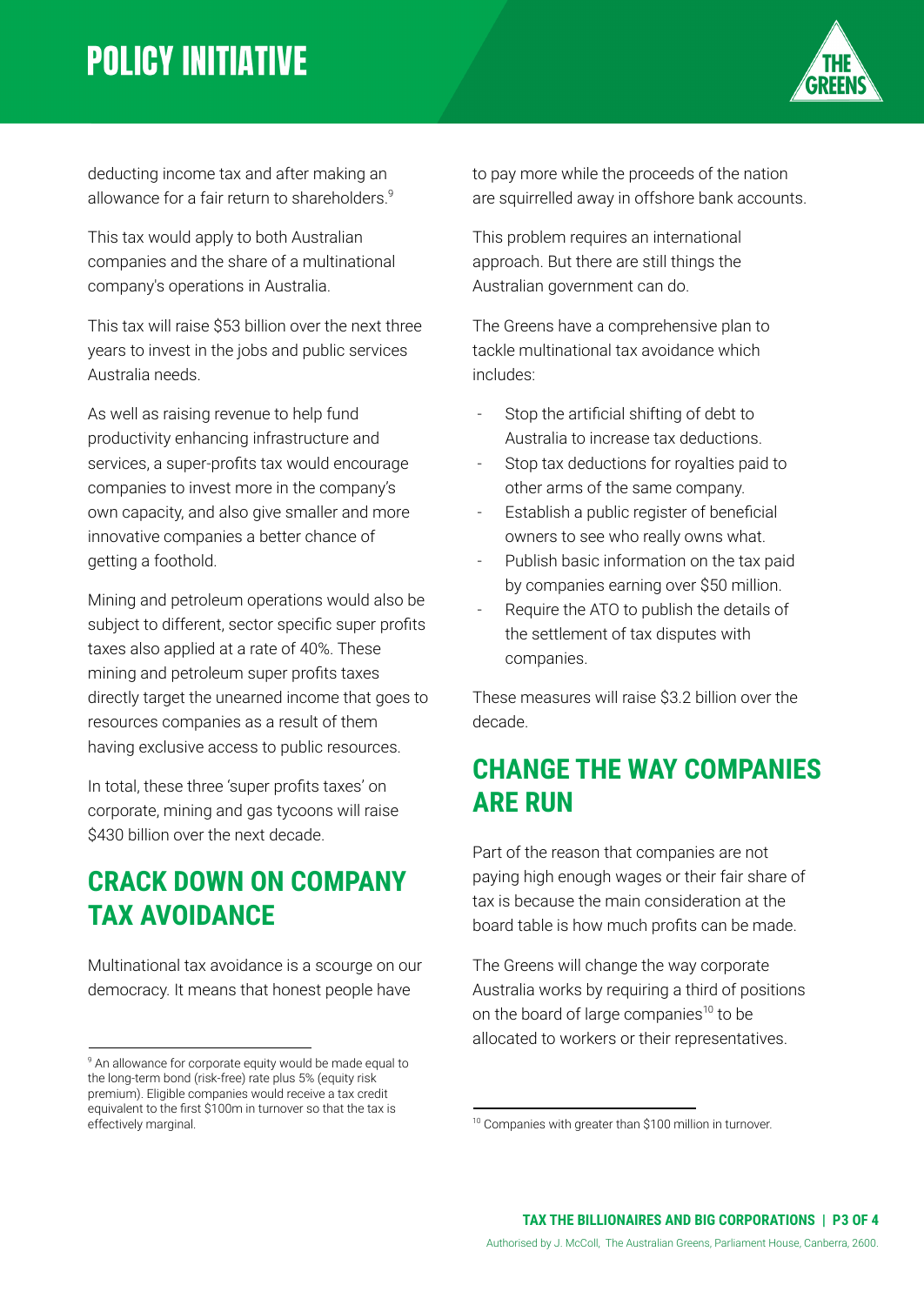deducting income tax and after making an allowance for a fair return to shareholders.[9]

This tax would apply to both Australian companies and the share of a multinational company's operations in Australia.

This tax will raise $53 billion over the next three years to invest in the jobs and public services Australia needs.

As well as raising revenue to help fund productivity enhancing infrastructure and services, a super-profits tax would encourage companies to invest more in the company's own capacity, and also give smaller and more innovative companies a better chance of getting a foothold.

Mining and petroleum operations would also be subject to different, sector specific super profits taxes also applied at a rate of 40%. These mining and petroleum super profits taxes directly target the unearned income that goes to resources companies as a result of them having exclusive access to public resources.

In total, these three 'super profits taxes' on corporate, mining and gas tycoons will raise $430 billion over the next decade.

## CRACK DOWN ON COMPANY TAX AVOIDANCE

Multinational tax avoidance is a scourge on our democracy. It means that honest people have to pay more while the proceeds of the nation are squirrelled away in offshore bank accounts.

This problem requires an international approach. But there are still things the Australian government can do.

The Greens have a comprehensive plan to tackle multinational tax avoidance which includes:

- Stop the artificial shifting of debt to Australia to increase tax deductions.
- Stop tax deductions for royalties paid to other arms of the same company.
- Establish a public register of beneficial owners to see who really owns what.
- Publish basic information on the tax paid by companies earning over $50 million.
- Require the ATO to publish the details of the settlement of tax disputes with companies.

These measures will raise $3.2 billion over the decade.

## CHANGE THE WAY COMPANIES ARE RUN

Part of the reason that companies are not paying high enough wages or their fair share of tax is because the main consideration at the board table is how much profits can be made.

The Greens will change the way corporate Australia works by requiring a third of positions on the board of large companies[10] to be allocated to workers or their representatives.

---

[9] An allowance for corporate equity would be made equal to the long-term bond (risk-free) rate plus 5% (equity risk premium). Eligible companies would receive a tax credit equivalent to the first $100m in turnover so that the tax is effectively marginal.

[10] Companies with greater than $100 million in turnover.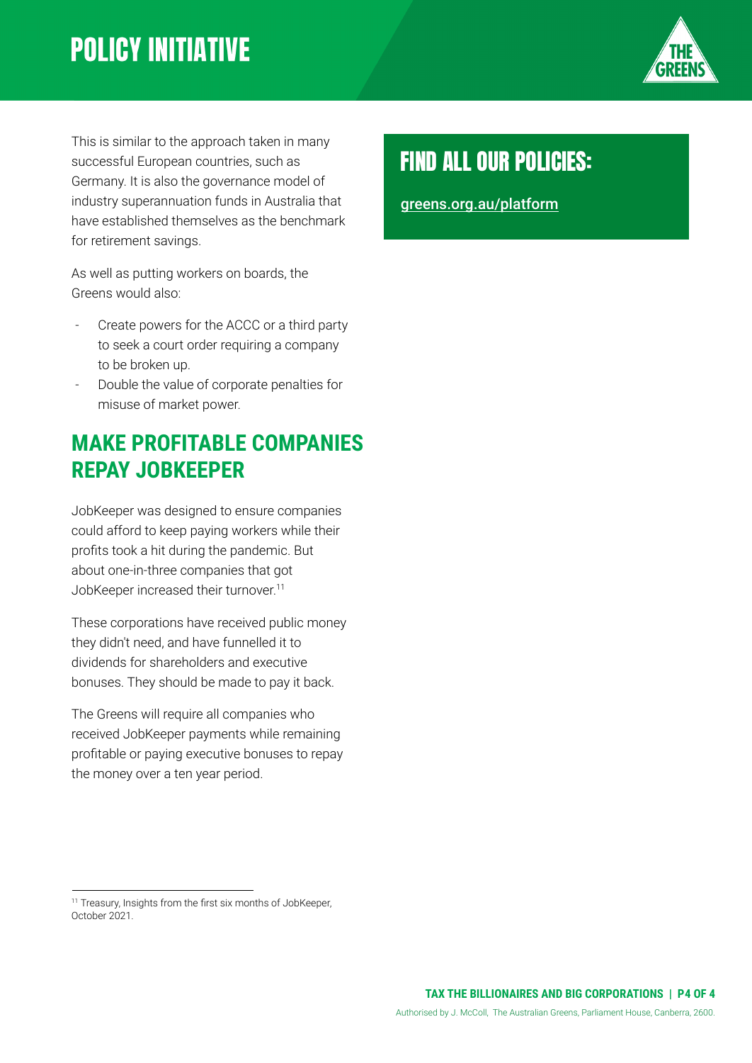This is similar to the approach taken in many successful European countries, such as Germany. It is also the governance model of industry superannuation funds in Australia that have established themselves as the benchmark for retirement savings.

As well as putting workers on boards, the Greens would also:

- Create powers for the ACCC or a third party to seek a court order requiring a company to be broken up.
- Double the value of corporate penalties for misuse of market power.

## MAKE PROFITABLE COMPANIES REPAY JOBKEEPER

JobKeeper was designed to ensure companies could afford to keep paying workers while their profits took a hit during the pandemic. But about one-in-three companies that got JobKeeper increased their turnover.[11]

These corporations have received public money they didn't need, and have funnelled it to dividends for shareholders and executive bonuses. They should be made to pay it back.

The Greens will require all companies who received JobKeeper payments while remaining profitable or paying executive bonuses to repay the money over a ten year period.

## FIND ALL OUR POLICIES:

greens.org.au/platform

[11] Treasury, Insights from the first six months of JobKeeper, October 2021.

Authorised by J. McColl, The Australian Greens, Parliament House, Canberra, 2600.